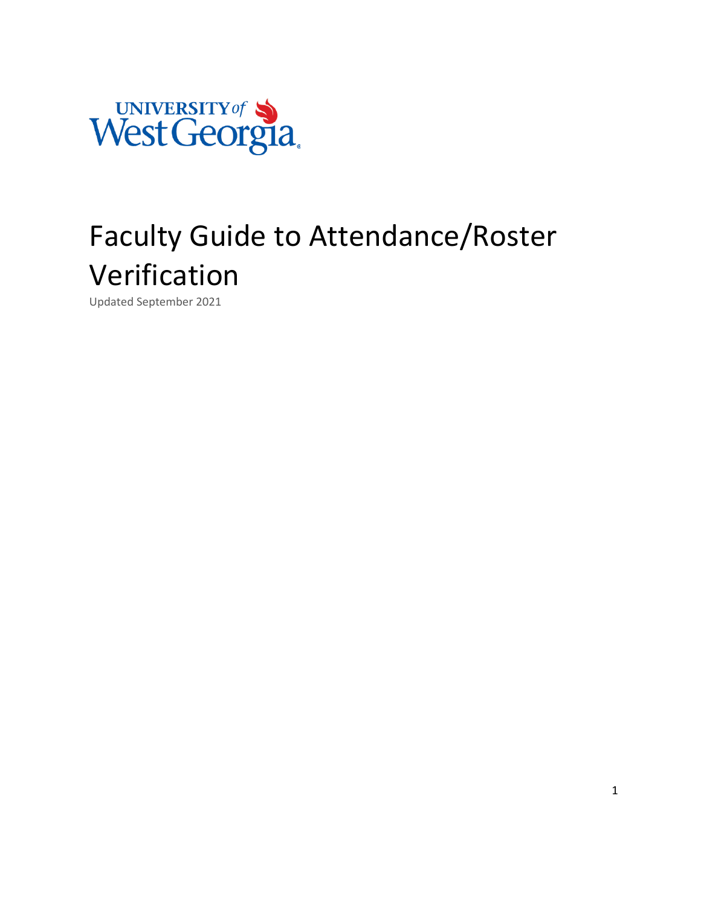UNIVERSITY of West Georgia

# Faculty Guide to Attendance/Roster Verification

Updated September 2021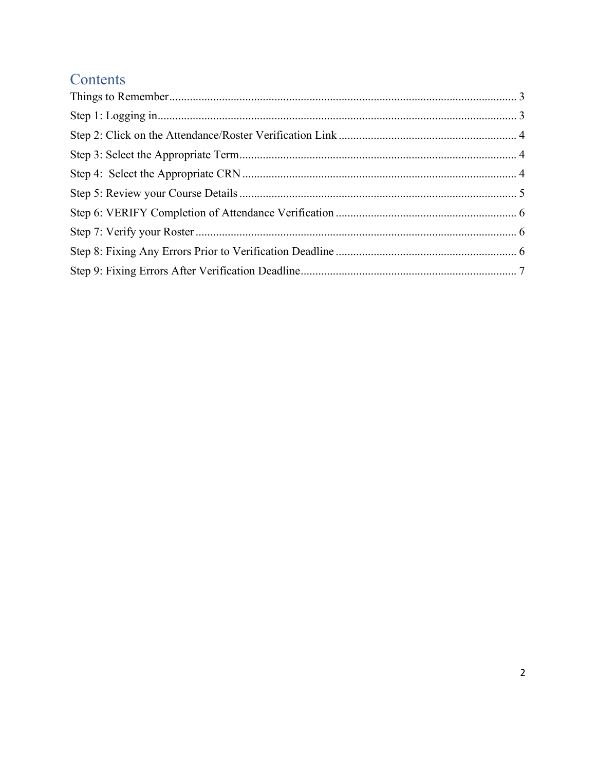# Contents

Things to Remember ........................................................................................................ 3

Step 1: Logging in............................................................................................................ 3

Step 2: Click on the Attendance/Roster Verification Link ............................................. 4

Step 3: Select the Appropriate Term................................................................................ 4

Step 4: Select the Appropriate CRN ............................................................................... 4

Step 5: Review your Course Details ................................................................................ 5

Step 6: VERIFY Completion of Attendance Verification ............................................... 6

Step 7: Verify your Roster ............................................................................................... 6

Step 8: Fixing Any Errors Prior to Verification Deadline .............................................. 6

Step 9: Fixing Errors After Verification Deadline........................................................... 7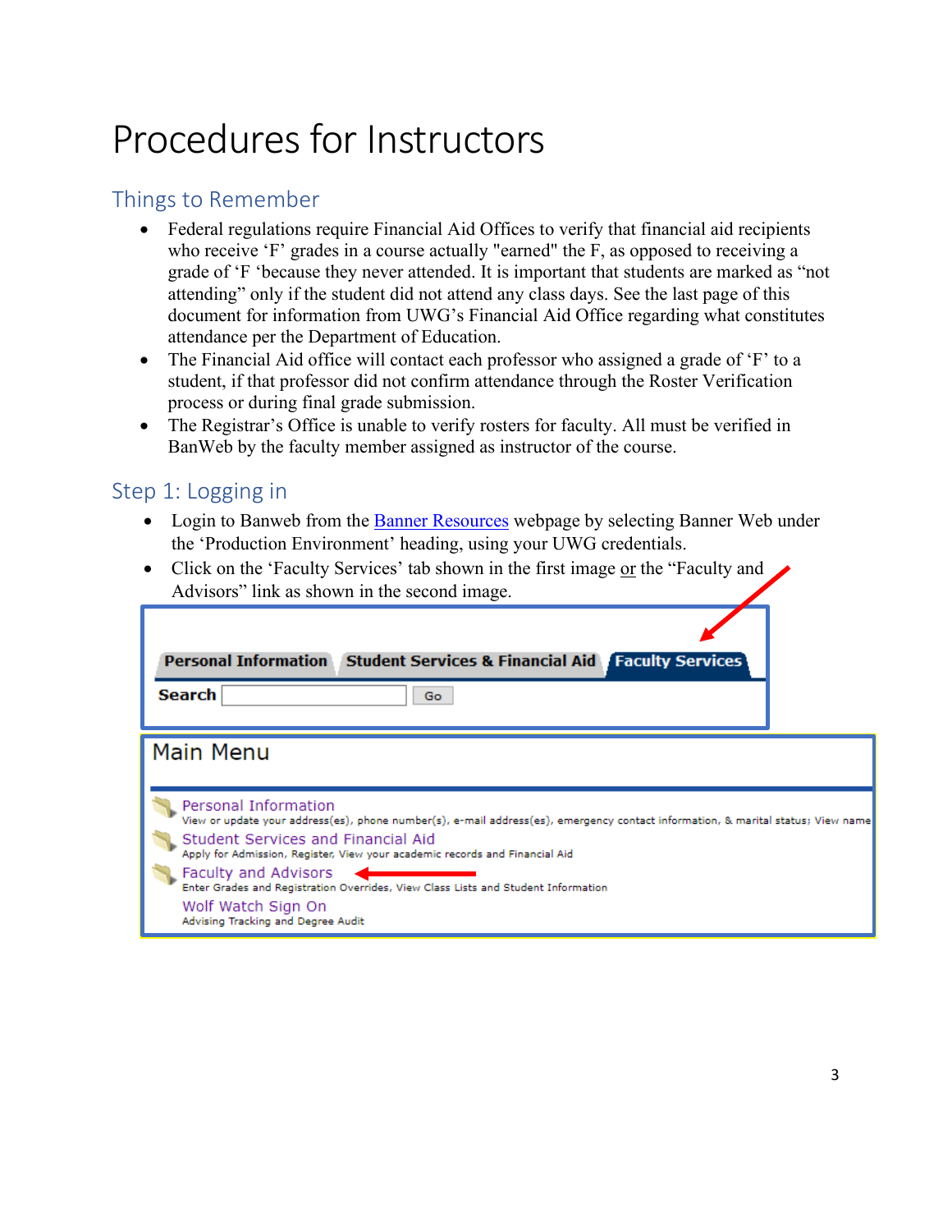# Procedures for Instructors

## Things to Remember

- Federal regulations require Financial Aid Offices to verify that financial aid recipients who receive 'F' grades in a course actually "earned" the F, as opposed to receiving a grade of 'F 'because they never attended. It is important that students are marked as "not attending" only if the student did not attend any class days. See the last page of this document for information from UWG's Financial Aid Office regarding what constitutes attendance per the Department of Education.
- The Financial Aid office will contact each professor who assigned a grade of 'F' to a student, if that professor did not confirm attendance through the Roster Verification process or during final grade submission.
- The Registrar's Office is unable to verify rosters for faculty. All must be verified in BanWeb by the faculty member assigned as instructor of the course.

## Step 1: Logging in

- Login to Banweb from the [Banner Resources](#) webpage by selecting Banner Web under the 'Production Environment' heading, using your UWG credentials.
- Click on the 'Faculty Services' tab shown in the first image or the "Faculty and Advisors" link as shown in the second image.

Personal Information | Student Services & Financial Aid | Faculty Services

Search [ ] Go

Main Menu

Personal Information
View or update your address(es), phone number(s), e-mail address(es), emergency contact information, & marital status; View name

Student Services and Financial Aid
Apply for Admission, Register, View your academic records and Financial Aid

Faculty and Advisors
Enter Grades and Registration Overrides, View Class Lists and Student Information

Wolf Watch Sign On
Advising Tracking and Degree Audit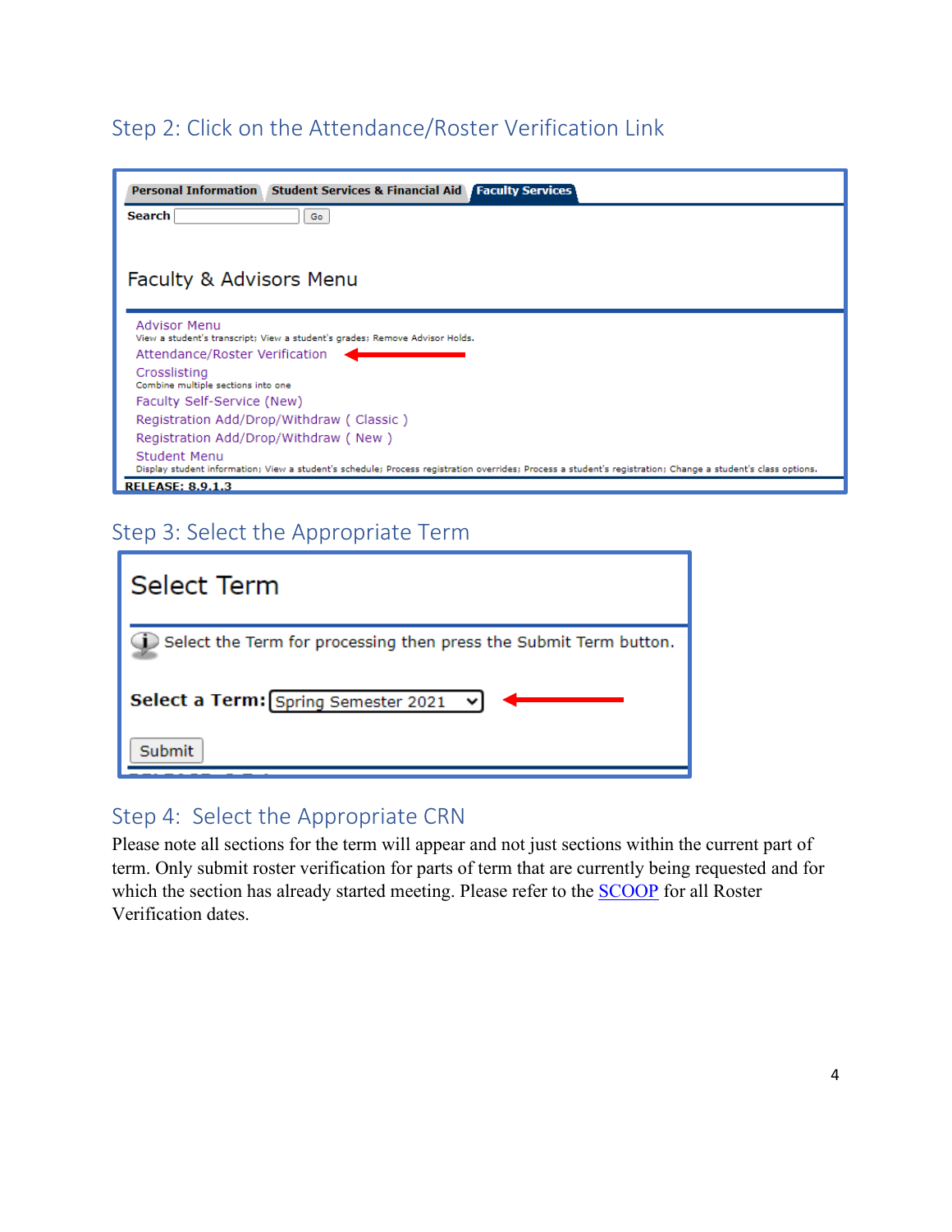## Step 2: Click on the Attendance/Roster Verification Link

Personal Information | Student Services & Financial Aid | Faculty Services

Search [ ] Go

Faculty & Advisors Menu

Advisor Menu
View a student's transcript; View a student's grades; Remove Advisor Holds.
Attendance/Roster Verification
Crosslisting
Combine multiple sections into one
Faculty Self-Service (New)
Registration Add/Drop/Withdraw ( Classic )
Registration Add/Drop/Withdraw ( New )
Student Menu
Display student information; View a student's schedule; Process registration overrides; Process a student's registration; Change a student's class options.

RELEASE: 8.9.1.3

## Step 3: Select the Appropriate Term

Select Term

Select the Term for processing then press the Submit Term button.

**Select a Term:** Spring Semester 2021

Submit

## Step 4: Select the Appropriate CRN

Please note all sections for the term will appear and not just sections within the current part of term. Only submit roster verification for parts of term that are currently being requested and for which the section has already started meeting. Please refer to the SCOOP for all Roster Verification dates.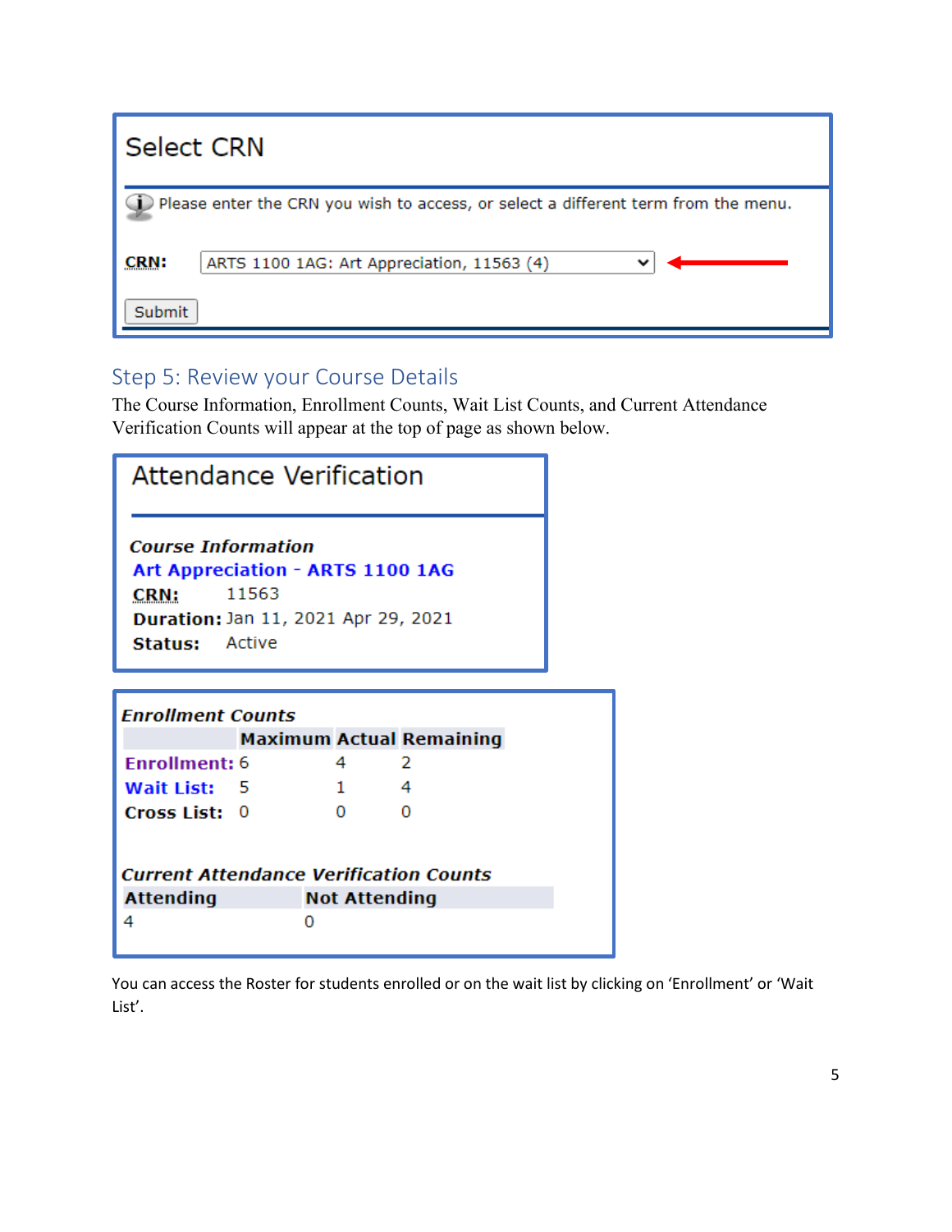## Select CRN

Please enter the CRN you wish to access, or select a different term from the menu.

**CRN:** ARTS 1100 1AG: Art Appreciation, 11563 (4)

Submit

## Step 5: Review your Course Details

The Course Information, Enrollment Counts, Wait List Counts, and Current Attendance Verification Counts will appear at the top of page as shown below.

## Attendance Verification

***Course Information***

**Art Appreciation - ARTS 1100 1AG**

**CRN:** 11563

**Duration:** Jan 11, 2021 Apr 29, 2021

**Status:** Active

***Enrollment Counts***

| | Maximum | Actual | Remaining |
|---|---|---|---|
| **Enrollment:** | 6 | 4 | 2 |
| **Wait List:** | 5 | 1 | 4 |
| **Cross List:** | 0 | 0 | 0 |

***Current Attendance Verification Counts***

| Attending | Not Attending |
|---|---|
| 4 | 0 |

You can access the Roster for students enrolled or on the wait list by clicking on 'Enrollment' or 'Wait List'.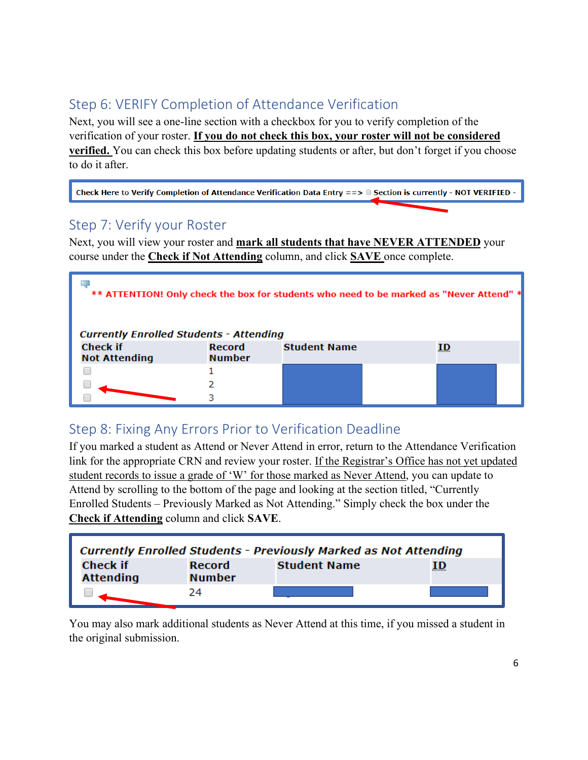## Step 6: VERIFY Completion of Attendance Verification

Next, you will see a one-line section with a checkbox for you to verify completion of the verification of your roster. **If you do not check this box, your roster will not be considered verified.** You can check this box before updating students or after, but don't forget if you choose to do it after.

Check Here to Verify Completion of Attendance Verification Data Entry ==> ☐ Section is currently - NOT VERIFIED -

## Step 7: Verify your Roster

Next, you will view your roster and **mark all students that have NEVER ATTENDED** your course under the **Check if Not Attending** column, and click **SAVE** once complete.

** ATTENTION! Only check the box for students who need to be marked as "Never Attend" **

*Currently Enrolled Students - Attending*

| Check if Not Attending | Record Number | Student Name | ID |
|---|---|---|---|
| ☐ | 1 | | |
| ☐ | 2 | | |
| ☐ | 3 | | |

## Step 8: Fixing Any Errors Prior to Verification Deadline

If you marked a student as Attend or Never Attend in error, return to the Attendance Verification link for the appropriate CRN and review your roster. If the Registrar's Office has not yet updated student records to issue a grade of 'W' for those marked as Never Attend, you can update to Attend by scrolling to the bottom of the page and looking at the section titled, "Currently Enrolled Students – Previously Marked as Not Attending." Simply check the box under the **Check if Attending** column and click **SAVE**.

*Currently Enrolled Students - Previously Marked as Not Attending*

| Check if Attending | Record Number | Student Name | ID |
|---|---|---|---|
| ☐ | 24 | | |

You may also mark additional students as Never Attend at this time, if you missed a student in the original submission.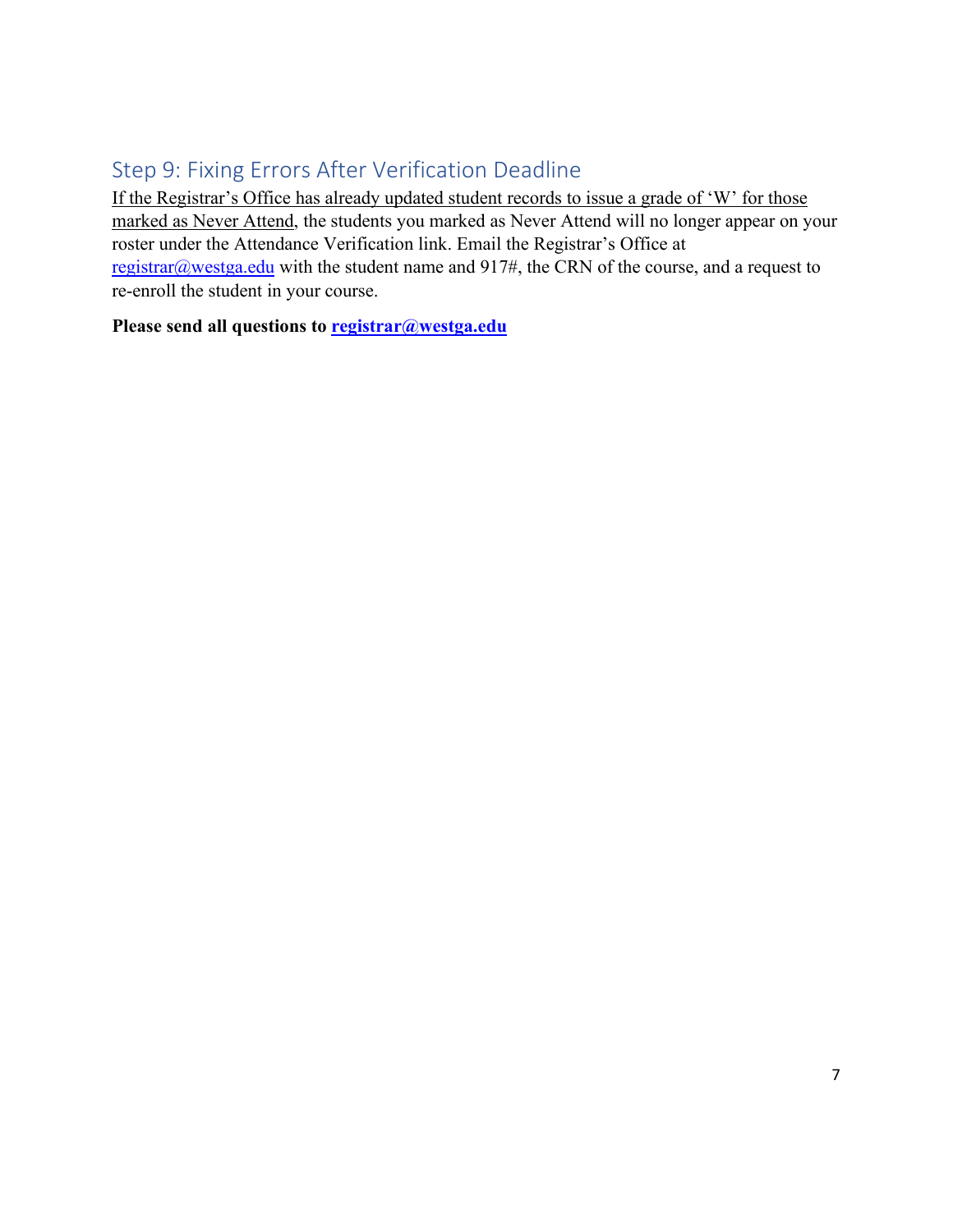## Step 9: Fixing Errors After Verification Deadline

<u>If the Registrar's Office has already updated student records to issue a grade of 'W' for those marked as Never Attend</u>, the students you marked as Never Attend will no longer appear on your roster under the Attendance Verification link. Email the Registrar's Office at [registrar@westga.edu](mailto:registrar@westga.edu) with the student name and 917#, the CRN of the course, and a request to re-enroll the student in your course.

**Please send all questions to [registrar@westga.edu](mailto:registrar@westga.edu)**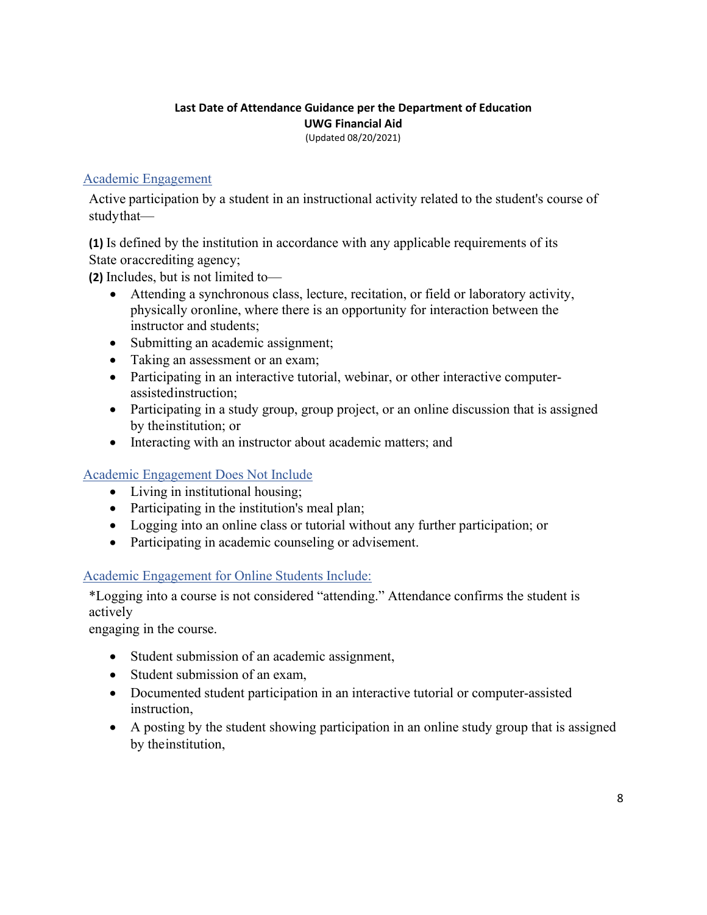**Last Date of Attendance Guidance per the Department of Education**
**UWG Financial Aid**
(Updated 08/20/2021)

## Academic Engagement

Active participation by a student in an instructional activity related to the student's course of study that—

**(1)** Is defined by the institution in accordance with any applicable requirements of its State or accrediting agency;
**(2)** Includes, but is not limited to—

- Attending a synchronous class, lecture, recitation, or field or laboratory activity, physically or online, where there is an opportunity for interaction between the instructor and students;
- Submitting an academic assignment;
- Taking an assessment or an exam;
- Participating in an interactive tutorial, webinar, or other interactive computer-assisted instruction;
- Participating in a study group, group project, or an online discussion that is assigned by the institution; or
- Interacting with an instructor about academic matters; and

## Academic Engagement Does Not Include

- Living in institutional housing;
- Participating in the institution's meal plan;
- Logging into an online class or tutorial without any further participation; or
- Participating in academic counseling or advisement.

## Academic Engagement for Online Students Include:

*Logging into a course is not considered "attending." Attendance confirms the student is actively engaging in the course.

- Student submission of an academic assignment,
- Student submission of an exam,
- Documented student participation in an interactive tutorial or computer-assisted instruction,
- A posting by the student showing participation in an online study group that is assigned by the institution,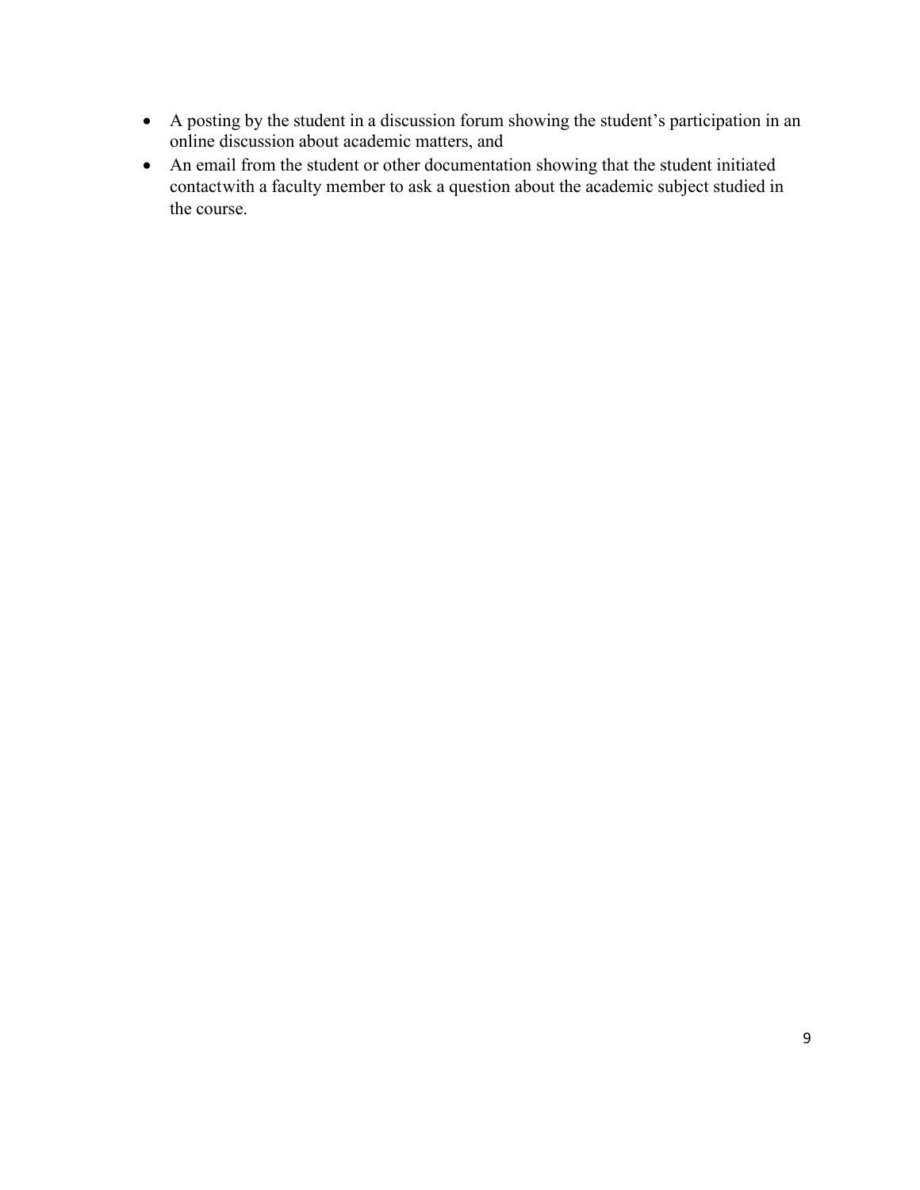- A posting by the student in a discussion forum showing the student's participation in an online discussion about academic matters, and
- An email from the student or other documentation showing that the student initiated contactwith a faculty member to ask a question about the academic subject studied in the course.